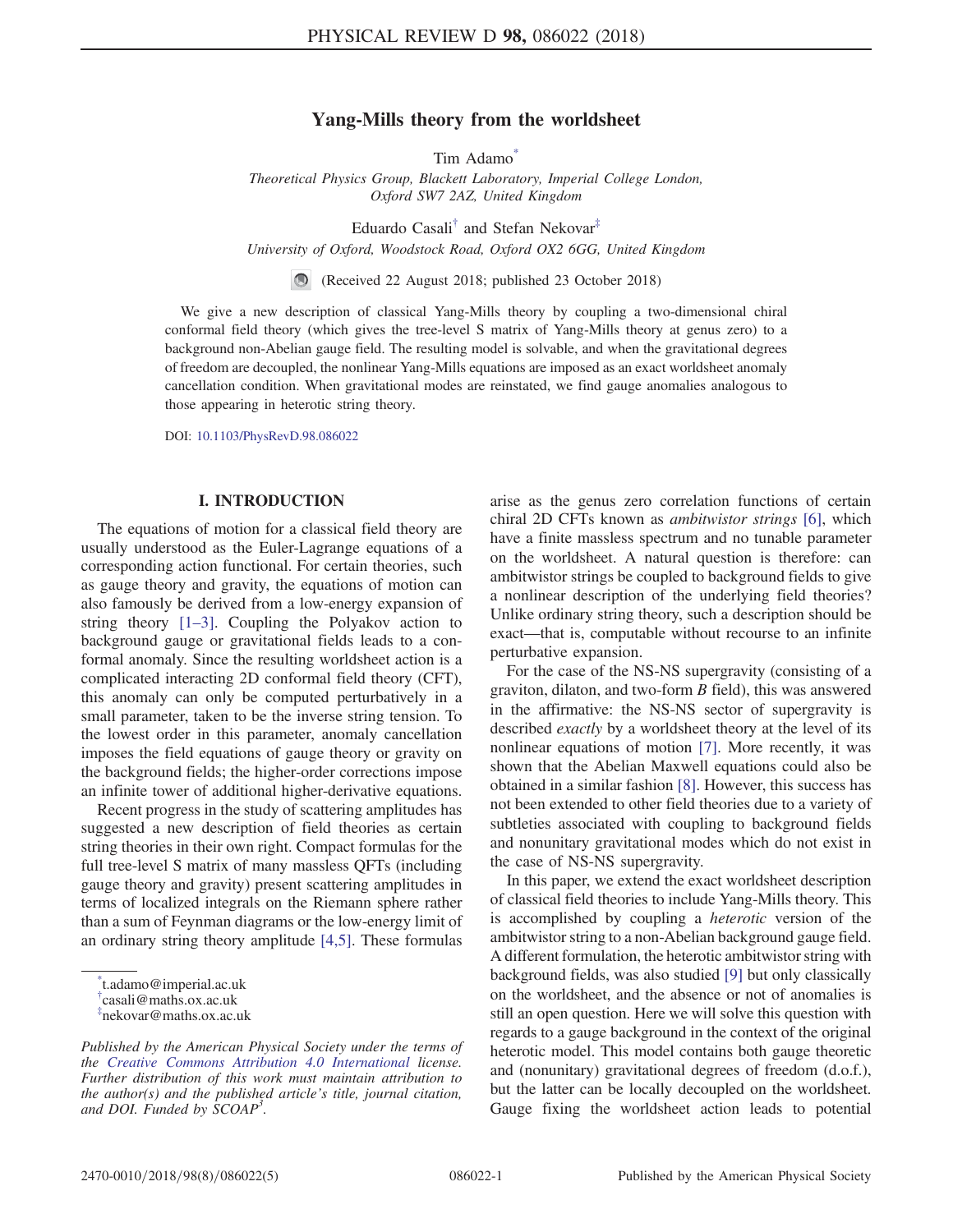# Yang-Mills theory from the worldsheet

Tim Adamo[*]

*Theoretical Physics Group, Blackett Laboratory, Imperial College London, Oxford SW7 2AZ, United Kingdom*

Eduardo Casali[†] and Stefan Nekovar[‡]

*University of Oxford, Woodstock Road, Oxford OX2 6GG, United Kingdom*

(Received 22 August 2018; published 23 October 2018)

We give a new description of classical Yang-Mills theory by coupling a two-dimensional chiral conformal field theory (which gives the tree-level S matrix of Yang-Mills theory at genus zero) to a background non-Abelian gauge field. The resulting model is solvable, and when the gravitational degrees of freedom are decoupled, the nonlinear Yang-Mills equations are imposed as an exact worldsheet anomaly cancellation condition. When gravitational modes are reinstated, we find gauge anomalies analogous to those appearing in heterotic string theory.

DOI: 10.1103/PhysRevD.98.086022

## I. INTRODUCTION

The equations of motion for a classical field theory are usually understood as the Euler-Lagrange equations of a corresponding action functional. For certain theories, such as gauge theory and gravity, the equations of motion can also famously be derived from a low-energy expansion of string theory [1–3]. Coupling the Polyakov action to background gauge or gravitational fields leads to a conformal anomaly. Since the resulting worldsheet action is a complicated interacting 2D conformal field theory (CFT), this anomaly can only be computed perturbatively in a small parameter, taken to be the inverse string tension. To the lowest order in this parameter, anomaly cancellation imposes the field equations of gauge theory or gravity on the background fields; the higher-order corrections impose an infinite tower of additional higher-derivative equations.

Recent progress in the study of scattering amplitudes has suggested a new description of field theories as certain string theories in their own right. Compact formulas for the full tree-level S matrix of many massless QFTs (including gauge theory and gravity) present scattering amplitudes in terms of localized integrals on the Riemann sphere rather than a sum of Feynman diagrams or the low-energy limit of an ordinary string theory amplitude [4,5]. These formulas arise as the genus zero correlation functions of certain chiral 2D CFTs known as *ambitwistor strings* [6], which have a finite massless spectrum and no tunable parameter on the worldsheet. A natural question is therefore: can ambitwistor strings be coupled to background fields to give a nonlinear description of the underlying field theories? Unlike ordinary string theory, such a description should be exact—that is, computable without recourse to an infinite perturbative expansion.

For the case of the NS-NS supergravity (consisting of a graviton, dilaton, and two-form $B$ field), this was answered in the affirmative: the NS-NS sector of supergravity is described *exactly* by a worldsheet theory at the level of its nonlinear equations of motion [7]. More recently, it was shown that the Abelian Maxwell equations could also be obtained in a similar fashion [8]. However, this success has not been extended to other field theories due to a variety of subtleties associated with coupling to background fields and nonunitary gravitational modes which do not exist in the case of NS-NS supergravity.

In this paper, we extend the exact worldsheet description of classical field theories to include Yang-Mills theory. This is accomplished by coupling a *heterotic* version of the ambitwistor string to a non-Abelian background gauge field. A different formulation, the heterotic ambitwistor string with background fields, was also studied [9] but only classically on the worldsheet, and the absence or not of anomalies is still an open question. Here we will solve this question with regards to a gauge background in the context of the original heterotic model. This model contains both gauge theoretic and (nonunitary) gravitational degrees of freedom (d.o.f.), but the latter can be locally decoupled on the worldsheet. Gauge fixing the worldsheet action leads to potential

[*] t.adamo@imperial.ac.uk

[†] casali@maths.ox.ac.uk

[‡] nekovar@maths.ox.ac.uk

*Published by the American Physical Society under the terms of the Creative Commons Attribution 4.0 International license. Further distribution of this work must maintain attribution to the author(s) and the published article's title, journal citation, and DOI. Funded by SCOAP[3].*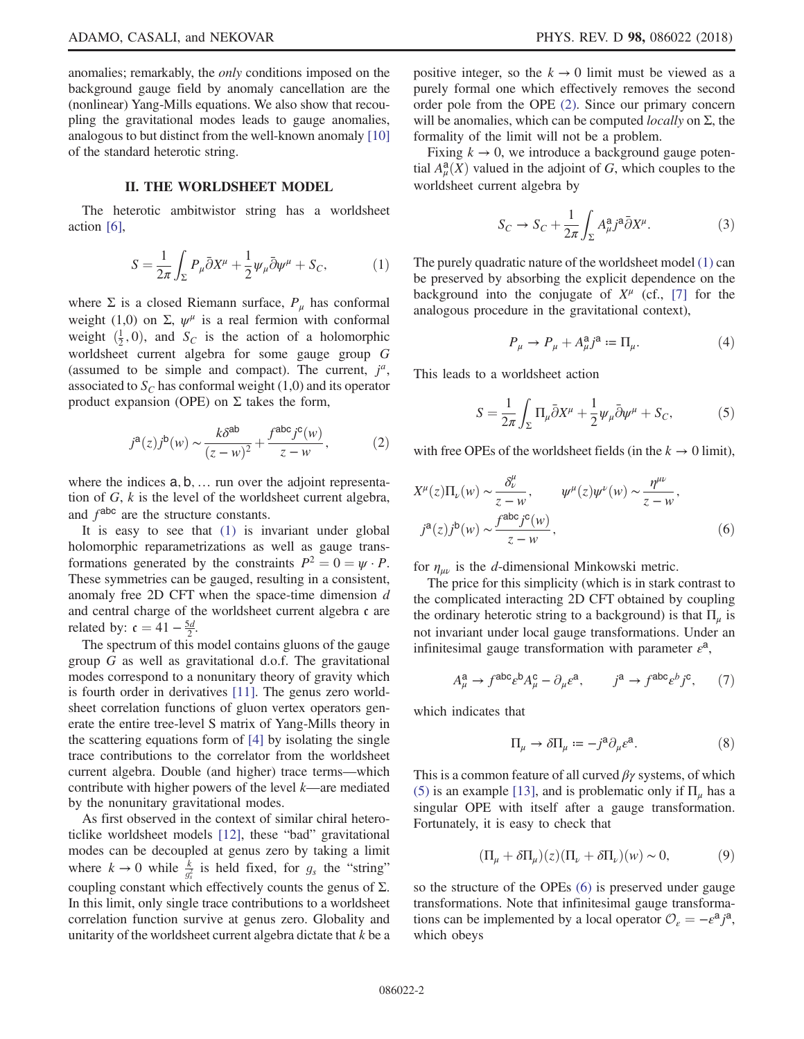anomalies; remarkably, the *only* conditions imposed on the background gauge field by anomaly cancellation are the (nonlinear) Yang-Mills equations. We also show that recoupling the gravitational modes leads to gauge anomalies, analogous to but distinct from the well-known anomaly [10] of the standard heterotic string.

## II. THE WORLDSHEET MODEL

The heterotic ambitwistor string has a worldsheet action [6],

$$S = \frac{1}{2\pi}\int_\Sigma P_\mu \bar{\partial} X^\mu + \frac{1}{2}\psi_\mu \bar{\partial}\psi^\mu + S_C, \tag{1}$$

where $\Sigma$ is a closed Riemann surface, $P_\mu$ has conformal weight (1,0) on $\Sigma$, $\psi^\mu$ is a real fermion with conformal weight $(\frac{1}{2}, 0)$, and $S_C$ is the action of a holomorphic worldsheet current algebra for some gauge group $G$ (assumed to be simple and compact). The current, $j^a$, associated to $S_C$ has conformal weight (1,0) and its operator product expansion (OPE) on $\Sigma$ takes the form,

$$j^{\mathsf{a}}(z) j^{\mathsf{b}}(w) \sim \frac{k\delta^{\mathsf{ab}}}{(z-w)^2} + \frac{f^{\mathsf{abc}} j^{\mathsf{c}}(w)}{z-w}, \tag{2}$$

where the indices $\mathsf{a}, \mathsf{b}, \ldots$ run over the adjoint representation of $G$, $k$ is the level of the worldsheet current algebra, and $f^{\mathsf{abc}}$ are the structure constants.

It is easy to see that (1) is invariant under global holomorphic reparametrizations as well as gauge transformations generated by the constraints $P^2 = 0 = \psi \cdot P$. These symmetries can be gauged, resulting in a consistent, anomaly free 2D CFT when the space-time dimension $d$ and central charge of the worldsheet current algebra $\mathfrak{c}$ are related by: $\mathfrak{c} = 41 - \frac{5d}{2}$.

The spectrum of this model contains gluons of the gauge group $G$ as well as gravitational d.o.f. The gravitational modes correspond to a nonunitary theory of gravity which is fourth order in derivatives [11]. The genus zero worldsheet correlation functions of gluon vertex operators generate the entire tree-level S matrix of Yang-Mills theory in the scattering equations form of [4] by isolating the single trace contributions to the correlator from the worldsheet current algebra. Double (and higher) trace terms—which contribute with higher powers of the level $k$—are mediated by the nonunitary gravitational modes.

As first observed in the context of similar chiral heteroticlike worldsheet models [12], these "bad" gravitational modes can be decoupled at genus zero by taking a limit where $k \to 0$ while $\frac{k}{g_s^2}$ is held fixed, for $g_s$ the "string" coupling constant which effectively counts the genus of $\Sigma$. In this limit, only single trace contributions to a worldsheet correlation function survive at genus zero. Globality and unitarity of the worldsheet current algebra dictate that $k$ be a positive integer, so the $k \to 0$ limit must be viewed as a purely formal one which effectively removes the second order pole from the OPE (2). Since our primary concern will be anomalies, which can be computed *locally* on $\Sigma$, the formality of the limit will not be a problem.

Fixing $k \to 0$, we introduce a background gauge potential $A^{\mathsf{a}}_\mu(X)$ valued in the adjoint of $G$, which couples to the worldsheet current algebra by

$$S_C \to S_C + \frac{1}{2\pi}\int_\Sigma A^{\mathsf{a}}_\mu j^{\mathsf{a}} \bar{\partial} X^\mu. \tag{3}$$

The purely quadratic nature of the worldsheet model (1) can be preserved by absorbing the explicit dependence on the background into the conjugate of $X^\mu$ (cf., [7] for the analogous procedure in the gravitational context),

$$P_\mu \to P_\mu + A^{\mathsf{a}}_\mu j^{\mathsf{a}} \coloneqq \Pi_\mu. \tag{4}$$

This leads to a worldsheet action

$$S = \frac{1}{2\pi}\int_\Sigma \Pi_\mu \bar{\partial} X^\mu + \frac{1}{2}\psi_\mu \bar{\partial}\psi^\mu + S_C, \tag{5}$$

with free OPEs of the worldsheet fields (in the $k \to 0$ limit),

$$X^\mu(z)\Pi_\nu(w) \sim \frac{\delta^\mu_\nu}{z-w}, \qquad \psi^\mu(z)\psi^\nu(w) \sim \frac{\eta^{\mu\nu}}{z-w},$$
$$j^{\mathsf{a}}(z) j^{\mathsf{b}}(w) \sim \frac{f^{\mathsf{abc}} j^{\mathsf{c}}(w)}{z-w}, \tag{6}$$

for $\eta_{\mu\nu}$ is the $d$-dimensional Minkowski metric.

The price for this simplicity (which is in stark contrast to the complicated interacting 2D CFT obtained by coupling the ordinary heterotic string to a background) is that $\Pi_\mu$ is not invariant under local gauge transformations. Under an infinitesimal gauge transformation with parameter $\varepsilon^{\mathsf{a}}$,

$$A^{\mathsf{a}}_\mu \to f^{\mathsf{abc}} \varepsilon^{\mathsf{b}} A^{\mathsf{c}}_\mu - \partial_\mu \varepsilon^{\mathsf{a}}, \qquad j^{\mathsf{a}} \to f^{\mathsf{abc}} \varepsilon^b j^{\mathsf{c}}, \tag{7}$$

which indicates that

$$\Pi_\mu \to \delta\Pi_\mu \coloneqq -j^{\mathsf{a}} \partial_\mu \varepsilon^{\mathsf{a}}. \tag{8}$$

This is a common feature of all curved $\beta\gamma$ systems, of which (5) is an example [13], and is problematic only if $\Pi_\mu$ has a singular OPE with itself after a gauge transformation. Fortunately, it is easy to check that

$$(\Pi_\mu + \delta\Pi_\mu)(z)(\Pi_\nu + \delta\Pi_\nu)(w) \sim 0, \tag{9}$$

so the structure of the OPEs (6) is preserved under gauge transformations. Note that infinitesimal gauge transformations can be implemented by a local operator $\mathcal{O}_\varepsilon = -\varepsilon^{\mathsf{a}} j^{\mathsf{a}}$, which obeys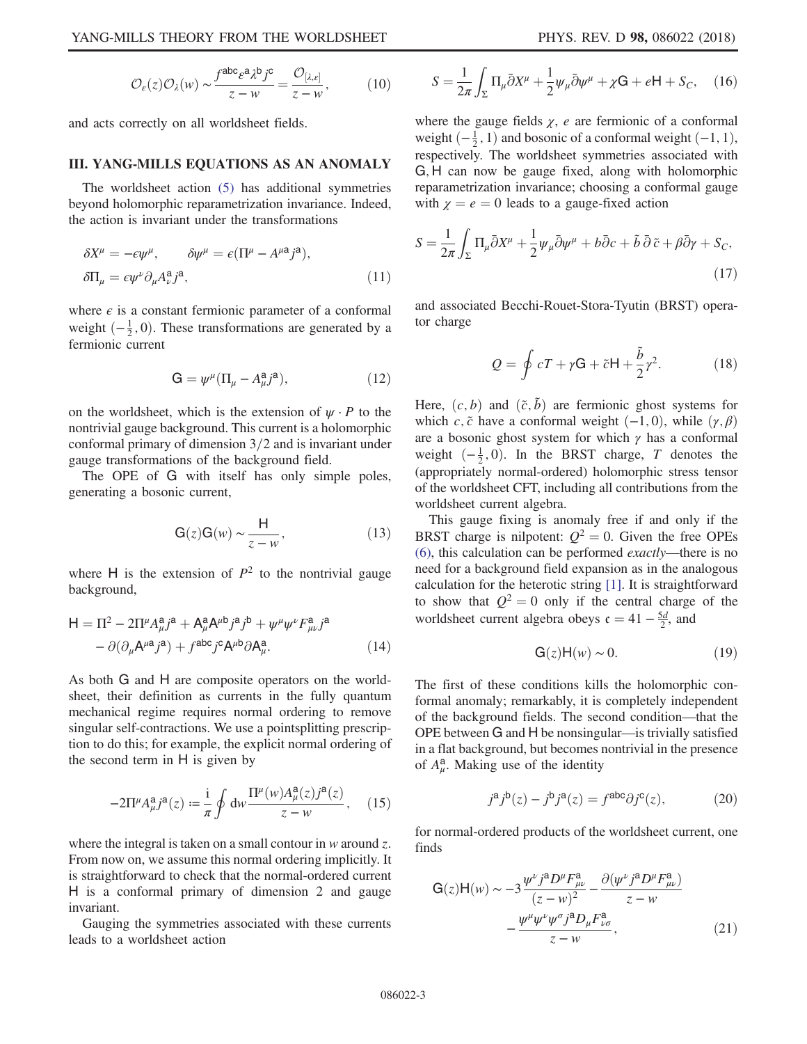$$\mathcal{O}_\varepsilon(z)\mathcal{O}_\lambda(w) \sim \frac{f^{\mathsf{abc}}\varepsilon^{\mathsf{a}}\lambda^{\mathsf{b}}j^{\mathsf{c}}}{z-w} = \frac{\mathcal{O}_{[\lambda,\varepsilon]}}{z-w}, \tag{10}$$

and acts correctly on all worldsheet fields.

## III. YANG-MILLS EQUATIONS AS AN ANOMALY

The worldsheet action (5) has additional symmetries beyond holomorphic reparametrization invariance. Indeed, the action is invariant under the transformations

$$\delta X^\mu = -\epsilon\psi^\mu, \qquad \delta\psi^\mu = \epsilon(\Pi^\mu - A^{\mu\mathsf{a}}j^{\mathsf{a}}),$$
$$\delta\Pi_\mu = \epsilon\psi^\nu\partial_\mu A^{\mathsf{a}}_\nu j^{\mathsf{a}}, \tag{11}$$

where $\epsilon$ is a constant fermionic parameter of a conformal weight $(-\frac{1}{2},0)$. These transformations are generated by a fermionic current

$$\mathsf{G} = \psi^\mu(\Pi_\mu - A^{\mathsf{a}}_\mu j^{\mathsf{a}}), \tag{12}$$

on the worldsheet, which is the extension of $\psi\cdot P$ to the nontrivial gauge background. This current is a holomorphic conformal primary of dimension $3/2$ and is invariant under gauge transformations of the background field.

The OPE of $\mathsf{G}$ with itself has only simple poles, generating a bosonic current,

$$\mathsf{G}(z)\mathsf{G}(w) \sim \frac{\mathsf{H}}{z-w}, \tag{13}$$

where $\mathsf{H}$ is the extension of $P^2$ to the nontrivial gauge background,

$$\mathsf{H} = \Pi^2 - 2\Pi^\mu A^{\mathsf{a}}_\mu j^{\mathsf{a}} + \mathsf{A}^{\mathsf{a}}_\mu \mathsf{A}^{\mu\mathsf{b}} j^{\mathsf{a}} j^{\mathsf{b}} + \psi^\mu\psi^\nu F^{\mathsf{a}}_{\mu\nu} j^{\mathsf{a}}$$
$$- \partial(\partial_\mu \mathsf{A}^{\mu\mathsf{a}} j^{\mathsf{a}}) + f^{\mathsf{abc}} j^{\mathsf{c}} \mathsf{A}^{\mu\mathsf{b}}\partial\mathsf{A}^{\mathsf{a}}_\mu. \tag{14}$$

As both $\mathsf{G}$ and $\mathsf{H}$ are composite operators on the worldsheet, their definition as currents in the fully quantum mechanical regime requires normal ordering to remove singular self-contractions. We use a pointsplitting prescription to do this; for example, the explicit normal ordering of the second term in $\mathsf{H}$ is given by

$$-2\Pi^\mu A^{\mathsf{a}}_\mu j^{\mathsf{a}}(z) \coloneqq \frac{\mathrm{i}}{\pi}\oint \mathrm{d}w \frac{\Pi^\mu(w) A^{\mathsf{a}}_\mu(z) j^{\mathsf{a}}(z)}{z-w}, \tag{15}$$

where the integral is taken on a small contour in $w$ around $z$. From now on, we assume this normal ordering implicitly. It is straightforward to check that the normal-ordered current $\mathsf{H}$ is a conformal primary of dimension 2 and gauge invariant.

Gauging the symmetries associated with these currents leads to a worldsheet action

$$S = \frac{1}{2\pi}\int_\Sigma \Pi_\mu\bar{\partial}X^\mu + \frac{1}{2}\psi_\mu\bar{\partial}\psi^\mu + \chi\mathsf{G} + e\mathsf{H} + S_C, \tag{16}$$

where the gauge fields $\chi$, $e$ are fermionic of a conformal weight $(-\frac{1}{2},1)$ and bosonic of a conformal weight $(-1,1)$, respectively. The worldsheet symmetries associated with $\mathsf{G},\mathsf{H}$ can now be gauge fixed, along with holomorphic reparametrization invariance; choosing a conformal gauge with $\chi = e = 0$ leads to a gauge-fixed action

$$S = \frac{1}{2\pi}\int_\Sigma \Pi_\mu\bar{\partial}X^\mu + \frac{1}{2}\psi_\mu\bar{\partial}\psi^\mu + b\bar{\partial}c + \tilde{b}\,\bar{\partial}\,\tilde{c} + \beta\bar{\partial}\gamma + S_C, \tag{17}$$

and associated Becchi-Rouet-Stora-Tyutin (BRST) operator charge

$$Q = \oint cT + \gamma\mathsf{G} + \tilde{c}\mathsf{H} + \frac{\tilde{b}}{2}\gamma^2. \tag{18}$$

Here, $(c,b)$ and $(\tilde{c},\tilde{b})$ are fermionic ghost systems for which $c,\tilde{c}$ have a conformal weight $(-1,0)$, while $(\gamma,\beta)$ are a bosonic ghost system for which $\gamma$ has a conformal weight $(-\frac{1}{2},0)$. In the BRST charge, $T$ denotes the (appropriately normal-ordered) holomorphic stress tensor of the worldsheet CFT, including all contributions from the worldsheet current algebra.

This gauge fixing is anomaly free if and only if the BRST charge is nilpotent: $Q^2 = 0$. Given the free OPEs (6), this calculation can be performed *exactly*—there is no need for a background field expansion as in the analogous calculation for the heterotic string [1]. It is straightforward to show that $Q^2 = 0$ only if the central charge of the worldsheet current algebra obeys $\mathfrak{c} = 41 - \frac{5d}{2}$, and

$$\mathsf{G}(z)\mathsf{H}(w) \sim 0. \tag{19}$$

The first of these conditions kills the holomorphic conformal anomaly; remarkably, it is completely independent of the background fields. The second condition—that the OPE between $\mathsf{G}$ and $\mathsf{H}$ be nonsingular—is trivially satisfied in a flat background, but becomes nontrivial in the presence of $A^{\mathsf{a}}_\mu$. Making use of the identity

$$j^{\mathsf{a}}j^{\mathsf{b}}(z) - j^{\mathsf{b}}j^{\mathsf{a}}(z) = f^{\mathsf{abc}}\partial j^{\mathsf{c}}(z), \tag{20}$$

for normal-ordered products of the worldsheet current, one finds

$$\mathsf{G}(z)\mathsf{H}(w) \sim -3\frac{\psi^\nu j^{\mathsf{a}} D^\mu F^{\mathsf{a}}_{\mu\nu}}{(z-w)^2} - \frac{\partial(\psi^\nu j^{\mathsf{a}} D^\mu F^{\mathsf{a}}_{\mu\nu})}{z-w}$$
$$- \frac{\psi^\mu\psi^\nu\psi^\sigma j^{\mathsf{a}} D_\mu F^{\mathsf{a}}_{\nu\sigma}}{z-w}, \tag{21}$$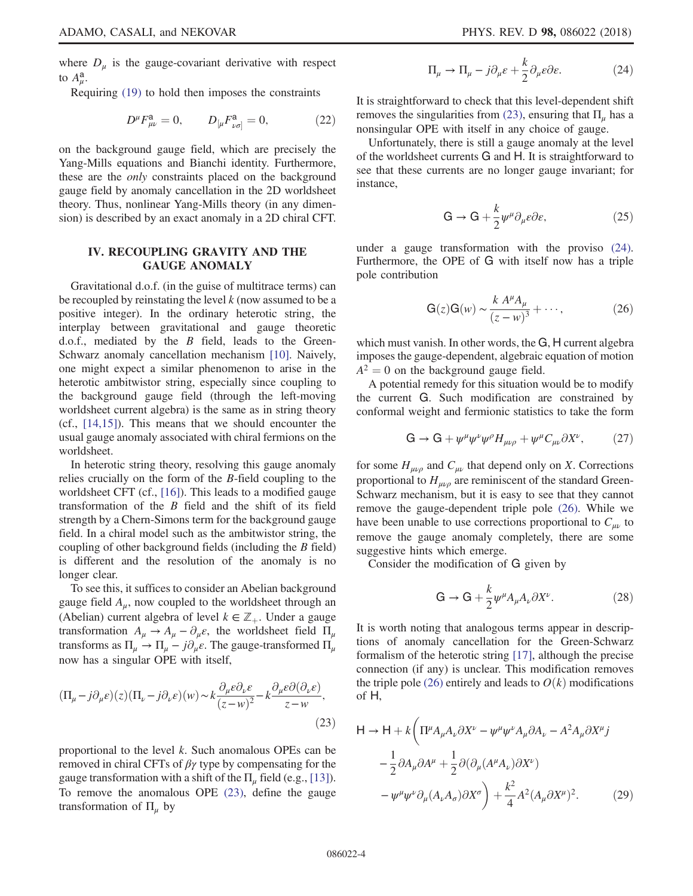where $D_\mu$ is the gauge-covariant derivative with respect to $A^{\mathsf{a}}_\mu$.

Requiring (19) to hold then imposes the constraints

$$D^\mu F^{\mathsf{a}}_{\mu\nu} = 0, \qquad D_{[\mu} F^{\mathsf{a}}_{\nu\sigma]} = 0, \tag{22}$$

on the background gauge field, which are precisely the Yang-Mills equations and Bianchi identity. Furthermore, these are the *only* constraints placed on the background gauge field by anomaly cancellation in the 2D worldsheet theory. Thus, nonlinear Yang-Mills theory (in any dimension) is described by an exact anomaly in a 2D chiral CFT.

## IV. RECOUPLING GRAVITY AND THE GAUGE ANOMALY

Gravitational d.o.f. (in the guise of multitrace terms) can be recoupled by reinstating the level $k$ (now assumed to be a positive integer). In the ordinary heterotic string, the interplay between gravitational and gauge theoretic d.o.f., mediated by the $B$ field, leads to the Green-Schwarz anomaly cancellation mechanism [10]. Naively, one might expect a similar phenomenon to arise in the heterotic ambitwistor string, especially since coupling to the background gauge field (through the left-moving worldsheet current algebra) is the same as in string theory (cf., [14,15]). This means that we should encounter the usual gauge anomaly associated with chiral fermions on the worldsheet.

In heterotic string theory, resolving this gauge anomaly relies crucially on the form of the $B$-field coupling to the worldsheet CFT (cf., [16]). This leads to a modified gauge transformation of the $B$ field and the shift of its field strength by a Chern-Simons term for the background gauge field. In a chiral model such as the ambitwistor string, the coupling of other background fields (including the $B$ field) is different and the resolution of the anomaly is no longer clear.

To see this, it suffices to consider an Abelian background gauge field $A_\mu$, now coupled to the worldsheet through an (Abelian) current algebra of level $k \in \mathbb{Z}_+$. Under a gauge transformation $A_\mu \to A_\mu - \partial_\mu \varepsilon$, the worldsheet field $\Pi_\mu$ transforms as $\Pi_\mu \to \Pi_\mu - j\partial_\mu \varepsilon$. The gauge-transformed $\Pi_\mu$ now has a singular OPE with itself,

$$(\Pi_\mu - j\partial_\mu\varepsilon)(z)(\Pi_\nu - j\partial_\nu\varepsilon)(w) \sim k\frac{\partial_\mu\varepsilon\partial_\nu\varepsilon}{(z-w)^2} - k\frac{\partial_\mu\varepsilon\partial(\partial_\nu\varepsilon)}{z-w}, \tag{23}$$

proportional to the level $k$. Such anomalous OPEs can be removed in chiral CFTs of $\beta\gamma$ type by compensating for the gauge transformation with a shift of the $\Pi_\mu$ field (e.g., [13]). To remove the anomalous OPE (23), define the gauge transformation of $\Pi_\mu$ by

$$\Pi_\mu \to \Pi_\mu - j\partial_\mu\varepsilon + \frac{k}{2}\partial_\mu\varepsilon\partial\varepsilon. \tag{24}$$

It is straightforward to check that this level-dependent shift removes the singularities from (23), ensuring that $\Pi_\mu$ has a nonsingular OPE with itself in any choice of gauge.

Unfortunately, there is still a gauge anomaly at the level of the worldsheet currents $\mathsf{G}$ and $\mathsf{H}$. It is straightforward to see that these currents are no longer gauge invariant; for instance,

$$\mathsf{G} \to \mathsf{G} + \frac{k}{2}\psi^\mu\partial_\mu\varepsilon\partial\varepsilon, \tag{25}$$

under a gauge transformation with the proviso (24). Furthermore, the OPE of $\mathsf{G}$ with itself now has a triple pole contribution

$$\mathsf{G}(z)\mathsf{G}(w) \sim \frac{k\, A^\mu A_\mu}{(z-w)^3} + \cdots, \tag{26}$$

which must vanish. In other words, the $\mathsf{G}, \mathsf{H}$ current algebra imposes the gauge-dependent, algebraic equation of motion $A^2 = 0$ on the background gauge field.

A potential remedy for this situation would be to modify the current $\mathsf{G}$. Such modification are constrained by conformal weight and fermionic statistics to take the form

$$\mathsf{G} \to \mathsf{G} + \psi^\mu\psi^\nu\psi^\rho H_{\mu\nu\rho} + \psi^\mu C_{\mu\nu}\partial X^\nu, \tag{27}$$

for some $H_{\mu\nu\rho}$ and $C_{\mu\nu}$ that depend only on $X$. Corrections proportional to $H_{\mu\nu\rho}$ are reminiscent of the standard Green-Schwarz mechanism, but it is easy to see that they cannot remove the gauge-dependent triple pole (26). While we have been unable to use corrections proportional to $C_{\mu\nu}$ to remove the gauge anomaly completely, there are some suggestive hints which emerge.

Consider the modification of $\mathsf{G}$ given by

$$\mathsf{G} \to \mathsf{G} + \frac{k}{2}\psi^\mu A_\mu A_\nu \partial X^\nu. \tag{28}$$

It is worth noting that analogous terms appear in descriptions of anomaly cancellation for the Green-Schwarz formalism of the heterotic string [17], although the precise connection (if any) is unclear. This modification removes the triple pole (26) entirely and leads to $O(k)$ modifications of $\mathsf{H}$,

$$\begin{aligned}\mathsf{H} \to \mathsf{H} + k\bigg(&\Pi^\mu A_\mu A_\nu \partial X^\nu - \psi^\mu\psi^\nu A_\mu \partial A_\nu - A^2 A_\mu \partial X^\mu j \\ &- \frac{1}{2}\partial A_\mu \partial A^\mu + \frac{1}{2}\partial(\partial_\mu(A^\mu A_\nu)\partial X^\nu) \\ &- \psi^\mu\psi^\nu \partial_\mu(A_\nu A_\sigma)\partial X^\sigma\bigg) + \frac{k^2}{4}A^2(A_\mu \partial X^\mu)^2. \end{aligned}\tag{29}$$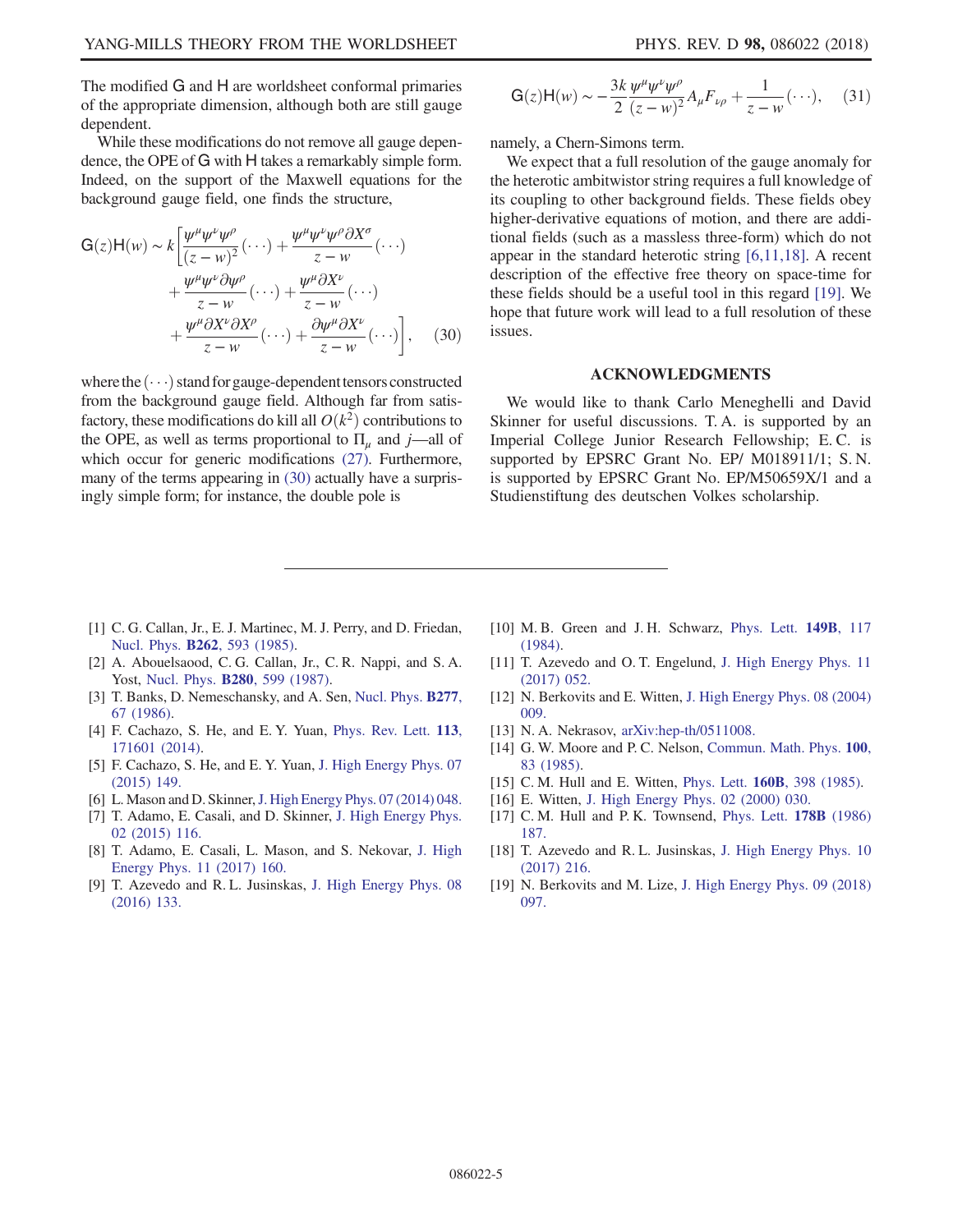The modified $\mathsf{G}$ and $\mathsf{H}$ are worldsheet conformal primaries of the appropriate dimension, although both are still gauge dependent.

While these modifications do not remove all gauge dependence, the OPE of $\mathsf{G}$ with $\mathsf{H}$ takes a remarkably simple form. Indeed, on the support of the Maxwell equations for the background gauge field, one finds the structure,

$$
\begin{aligned}
\mathsf{G}(z)\mathsf{H}(w) \sim k\bigg[&\frac{\psi^\mu\psi^\nu\psi^\rho}{(z-w)^2}(\cdots) + \frac{\psi^\mu\psi^\nu\psi^\rho\partial X^\sigma}{z-w}(\cdots) \\
&+ \frac{\psi^\mu\psi^\nu\partial\psi^\rho}{z-w}(\cdots) + \frac{\psi^\mu\partial X^\nu}{z-w}(\cdots) \\
&+ \frac{\psi^\mu\partial X^\nu\partial X^\rho}{z-w}(\cdots) + \frac{\partial\psi^\mu\partial X^\nu}{z-w}(\cdots)\bigg], \qquad (30)
\end{aligned}
$$

where the $(\cdots)$ stand for gauge-dependent tensors constructed from the background gauge field. Although far from satisfactory, these modifications do kill all $O(k^2)$ contributions to the OPE, as well as terms proportional to $\Pi_\mu$ and $j$—all of which occur for generic modifications (27). Furthermore, many of the terms appearing in (30) actually have a surprisingly simple form; for instance, the double pole is

$$
\mathsf{G}(z)\mathsf{H}(w) \sim -\frac{3k}{2}\frac{\psi^\mu\psi^\nu\psi^\rho}{(z-w)^2}A_\mu F_{\nu\rho} + \frac{1}{z-w}(\cdots), \qquad (31)
$$

namely, a Chern-Simons term.

We expect that a full resolution of the gauge anomaly for the heterotic ambitwistor string requires a full knowledge of its coupling to other background fields. These fields obey higher-derivative equations of motion, and there are additional fields (such as a massless three-form) which do not appear in the standard heterotic string [6,11,18]. A recent description of the effective free theory on space-time for these fields should be a useful tool in this regard [19]. We hope that future work will lead to a full resolution of these issues.

## ACKNOWLEDGMENTS

We would like to thank Carlo Meneghelli and David Skinner for useful discussions. T. A. is supported by an Imperial College Junior Research Fellowship; E. C. is supported by EPSRC Grant No. EP/ M018911/1; S. N. is supported by EPSRC Grant No. EP/M50659X/1 and a Studienstiftung des deutschen Volkes scholarship.

---

[1] C. G. Callan, Jr., E. J. Martinec, M. J. Perry, and D. Friedan, Nucl. Phys. **B262**, 593 (1985).

[2] A. Abouelsaood, C. G. Callan, Jr., C. R. Nappi, and S. A. Yost, Nucl. Phys. **B280**, 599 (1987).

[3] T. Banks, D. Nemeschansky, and A. Sen, Nucl. Phys. **B277**, 67 (1986).

[4] F. Cachazo, S. He, and E. Y. Yuan, Phys. Rev. Lett. **113**, 171601 (2014).

[5] F. Cachazo, S. He, and E. Y. Yuan, J. High Energy Phys. 07 (2015) 149.

[6] L. Mason and D. Skinner, J. High Energy Phys. 07 (2014) 048.

[7] T. Adamo, E. Casali, and D. Skinner, J. High Energy Phys. 02 (2015) 116.

[8] T. Adamo, E. Casali, L. Mason, and S. Nekovar, J. High Energy Phys. 11 (2017) 160.

[9] T. Azevedo and R. L. Jusinskas, J. High Energy Phys. 08 (2016) 133.

[10] M. B. Green and J. H. Schwarz, Phys. Lett. **149B**, 117 (1984).

[11] T. Azevedo and O. T. Engelund, J. High Energy Phys. 11 (2017) 052.

[12] N. Berkovits and E. Witten, J. High Energy Phys. 08 (2004) 009.

[13] N. A. Nekrasov, arXiv:hep-th/0511008.

[14] G. W. Moore and P. C. Nelson, Commun. Math. Phys. **100**, 83 (1985).

[15] C. M. Hull and E. Witten, Phys. Lett. **160B**, 398 (1985).

[16] E. Witten, J. High Energy Phys. 02 (2000) 030.

[17] C. M. Hull and P. K. Townsend, Phys. Lett. **178B** (1986) 187.

[18] T. Azevedo and R. L. Jusinskas, J. High Energy Phys. 10 (2017) 216.

[19] N. Berkovits and M. Lize, J. High Energy Phys. 09 (2018) 097.